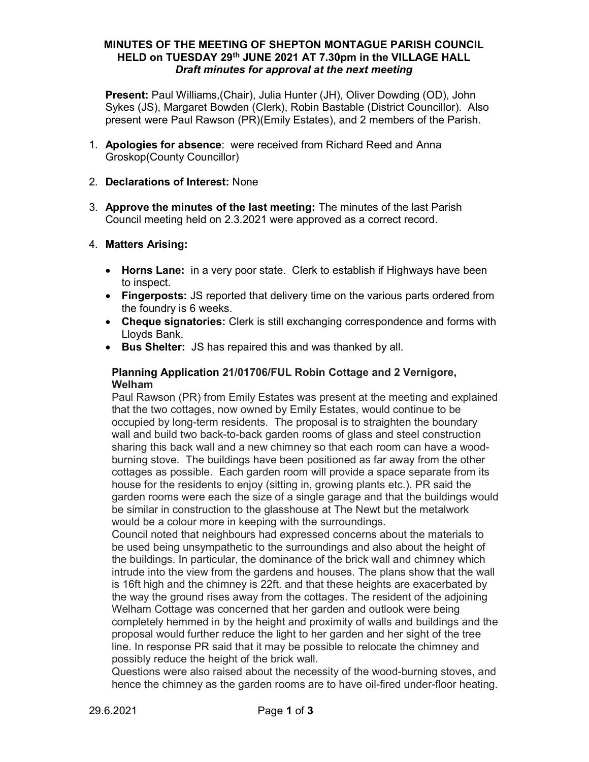**MINUTES OF THE MEETING OF SHEPTON MONTAGUE PARISH COUNCIL HELD on TUESDAY 29th JUNE 2021 AT 7.30pm in the VILLAGE HALL**
***Draft minutes for approval at the next meeting***

**Present:** Paul Williams,(Chair), Julia Hunter (JH), Oliver Dowding (OD), John Sykes (JS), Margaret Bowden (Clerk), Robin Bastable (District Councillor). Also present were Paul Rawson (PR)(Emily Estates), and 2 members of the Parish.

1. **Apologies for absence**: were received from Richard Reed and Anna Groskop(County Councillor)

2. **Declarations of Interest:** None

3. **Approve the minutes of the last meeting:** The minutes of the last Parish Council meeting held on 2.3.2021 were approved as a correct record.

4. **Matters Arising:**

   - **Horns Lane:** in a very poor state. Clerk to establish if Highways have been to inspect.
   - **Fingerposts:** JS reported that delivery time on the various parts ordered from the foundry is 6 weeks.
   - **Cheque signatories:** Clerk is still exchanging correspondence and forms with Lloyds Bank.
   - **Bus Shelter:** JS has repaired this and was thanked by all.

   **Planning Application 21/01706/FUL Robin Cottage and 2 Vernigore, Welham**

   Paul Rawson (PR) from Emily Estates was present at the meeting and explained that the two cottages, now owned by Emily Estates, would continue to be occupied by long-term residents. The proposal is to straighten the boundary wall and build two back-to-back garden rooms of glass and steel construction sharing this back wall and a new chimney so that each room can have a wood-burning stove. The buildings have been positioned as far away from the other cottages as possible. Each garden room will provide a space separate from its house for the residents to enjoy (sitting in, growing plants etc.). PR said the garden rooms were each the size of a single garage and that the buildings would be similar in construction to the glasshouse at The Newt but the metalwork would be a colour more in keeping with the surroundings.

   Council noted that neighbours had expressed concerns about the materials to be used being unsympathetic to the surroundings and also about the height of the buildings. In particular, the dominance of the brick wall and chimney which intrude into the view from the gardens and houses. The plans show that the wall is 16ft high and the chimney is 22ft. and that these heights are exacerbated by the way the ground rises away from the cottages. The resident of the adjoining Welham Cottage was concerned that her garden and outlook were being completely hemmed in by the height and proximity of walls and buildings and the proposal would further reduce the light to her garden and her sight of the tree line. In response PR said that it may be possible to relocate the chimney and possibly reduce the height of the brick wall.

   Questions were also raised about the necessity of the wood-burning stoves, and hence the chimney as the garden rooms are to have oil-fired under-floor heating.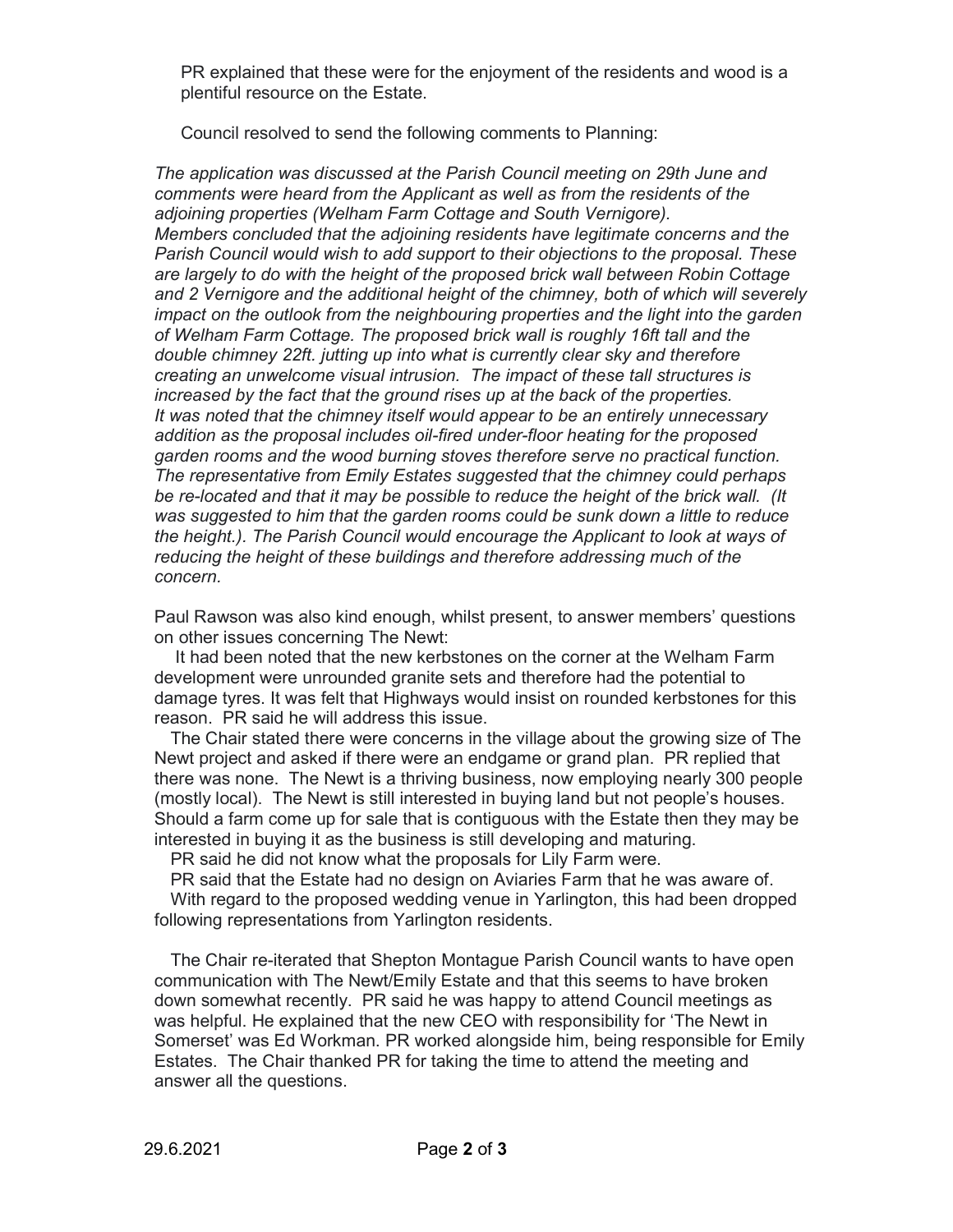PR explained that these were for the enjoyment of the residents and wood is a plentiful resource on the Estate.

Council resolved to send the following comments to Planning:

*The application was discussed at the Parish Council meeting on 29th June and comments were heard from the Applicant as well as from the residents of the adjoining properties (Welham Farm Cottage and South Vernigore). Members concluded that the adjoining residents have legitimate concerns and the Parish Council would wish to add support to their objections to the proposal. These are largely to do with the height of the proposed brick wall between Robin Cottage and 2 Vernigore and the additional height of the chimney, both of which will severely impact on the outlook from the neighbouring properties and the light into the garden of Welham Farm Cottage. The proposed brick wall is roughly 16ft tall and the double chimney 22ft. jutting up into what is currently clear sky and therefore creating an unwelcome visual intrusion. The impact of these tall structures is increased by the fact that the ground rises up at the back of the properties. It was noted that the chimney itself would appear to be an entirely unnecessary addition as the proposal includes oil-fired under-floor heating for the proposed garden rooms and the wood burning stoves therefore serve no practical function. The representative from Emily Estates suggested that the chimney could perhaps be re-located and that it may be possible to reduce the height of the brick wall. (It was suggested to him that the garden rooms could be sunk down a little to reduce the height.). The Parish Council would encourage the Applicant to look at ways of reducing the height of these buildings and therefore addressing much of the concern.*

Paul Rawson was also kind enough, whilst present, to answer members' questions on other issues concerning The Newt:

It had been noted that the new kerbstones on the corner at the Welham Farm development were unrounded granite sets and therefore had the potential to damage tyres. It was felt that Highways would insist on rounded kerbstones for this reason. PR said he will address this issue.

The Chair stated there were concerns in the village about the growing size of The Newt project and asked if there were an endgame or grand plan. PR replied that there was none. The Newt is a thriving business, now employing nearly 300 people (mostly local). The Newt is still interested in buying land but not people's houses. Should a farm come up for sale that is contiguous with the Estate then they may be interested in buying it as the business is still developing and maturing.

PR said he did not know what the proposals for Lily Farm were.

PR said that the Estate had no design on Aviaries Farm that he was aware of.

With regard to the proposed wedding venue in Yarlington, this had been dropped following representations from Yarlington residents.

The Chair re-iterated that Shepton Montague Parish Council wants to have open communication with The Newt/Emily Estate and that this seems to have broken down somewhat recently. PR said he was happy to attend Council meetings as was helpful. He explained that the new CEO with responsibility for 'The Newt in Somerset' was Ed Workman. PR worked alongside him, being responsible for Emily Estates. The Chair thanked PR for taking the time to attend the meeting and answer all the questions.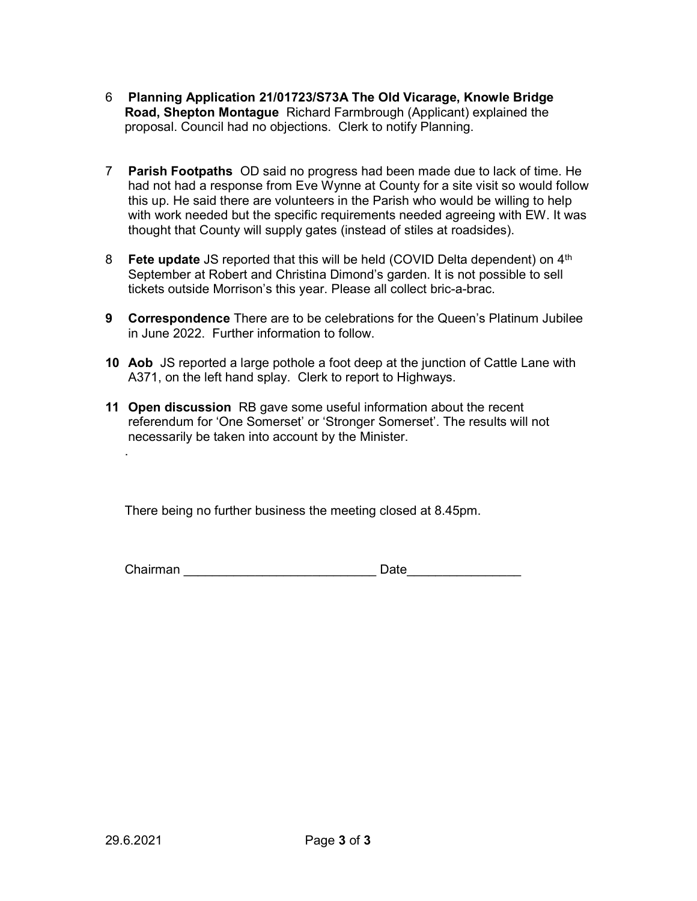6 **Planning Application 21/01723/S73A The Old Vicarage, Knowle Bridge Road, Shepton Montague** Richard Farmbrough (Applicant) explained the proposal. Council had no objections. Clerk to notify Planning.

7 **Parish Footpaths** OD said no progress had been made due to lack of time. He had not had a response from Eve Wynne at County for a site visit so would follow this up. He said there are volunteers in the Parish who would be willing to help with work needed but the specific requirements needed agreeing with EW. It was thought that County will supply gates (instead of stiles at roadsides).

8 **Fete update** JS reported that this will be held (COVID Delta dependent) on 4th September at Robert and Christina Dimond's garden. It is not possible to sell tickets outside Morrison's this year. Please all collect bric-a-brac.

**9 Correspondence** There are to be celebrations for the Queen's Platinum Jubilee in June 2022. Further information to follow.

**10 Aob** JS reported a large pothole a foot deep at the junction of Cattle Lane with A371, on the left hand splay. Clerk to report to Highways.

**11 Open discussion** RB gave some useful information about the recent referendum for 'One Somerset' or 'Stronger Somerset'. The results will not necessarily be taken into account by the Minister.

.

There being no further business the meeting closed at 8.45pm.

Chairman ___________________________ Date________________

29.6.2021